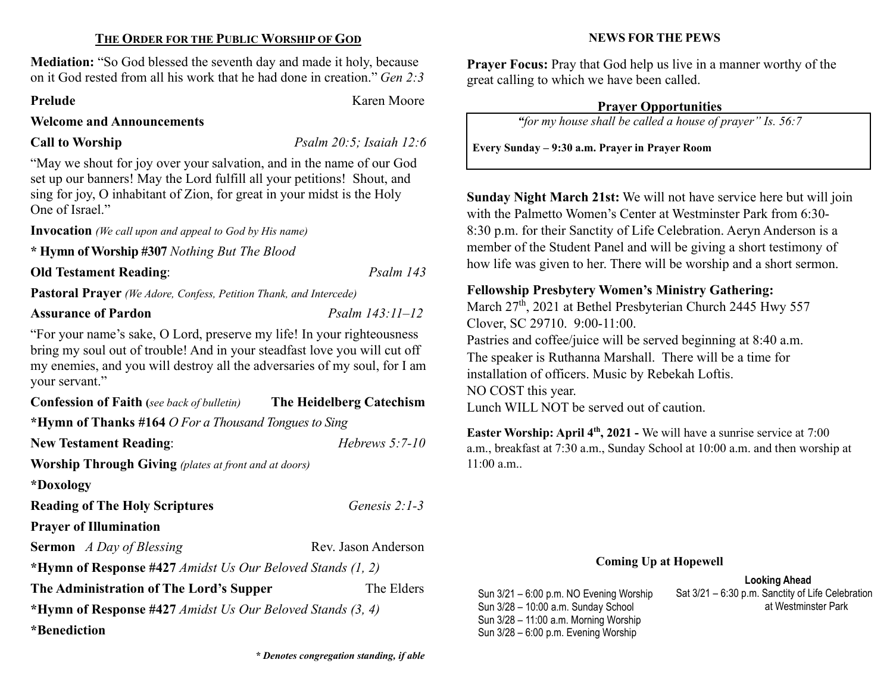## The Order for the Public Worship of God

**Mediation:** "So God blessed the seventh day and made it holy, because on it God rested from all his work that he had done in creation." *Gen 2:3*

**Prelude** Karen Moore

**Welcome and Announcements**

**Call to Worship** *Psalm 20:5; Isaiah 12:6*

"May we shout for joy over your salvation, and in the name of our God set up our banners! May the Lord fulfill all your petitions! Shout, and sing for joy, O inhabitant of Zion, for great in your midst is the Holy One of Israel."

**Invocation** *(We call upon and appeal to God by His name)*

**\* Hymn of Worship #307** *Nothing But The Blood*

**Old Testament Reading**: *Psalm 143*

**Pastoral Prayer** *(We Adore, Confess, Petition Thank, and Intercede)*

**Assurance of Pardon** *Psalm 143:11–12*

"For your name's sake, O Lord, preserve my life! In your righteousness bring my soul out of trouble! And in your steadfast love you will cut off my enemies, and you will destroy all the adversaries of my soul, for I am your servant."

**Confession of Faith (***see back of bulletin***)** **The Heidelberg Catechism**

**\*Hymn of Thanks #164** *O For a Thousand Tongues to Sing*

**New Testament Reading**: *Hebrews 5:7-10*

**Worship Through Giving** *(plates at front and at doors)*

**\*Doxology**

**Reading of The Holy Scriptures** *Genesis 2:1-3*

**Prayer of Illumination**

**Sermon** *A Day of Blessing* Rev. Jason Anderson

**\*Hymn of Response #427** *Amidst Us Our Beloved Stands (1, 2)*

**The Administration of The Lord's Supper** The Elders

**\*Hymn of Response #427** *Amidst Us Our Beloved Stands (3, 4)*

**\*Benediction**

***\* Denotes congregation standing, if able***

## News for the Pews

**Prayer Focus:** Pray that God help us live in a manner worthy of the great calling to which we have been called.

### Prayer Opportunities

*"for my house shall be called a house of prayer" Is. 56:7*

**Every Sunday – 9:30 a.m. Prayer in Prayer Room**

**Sunday Night March 21st:** We will not have service here but will join with the Palmetto Women's Center at Westminster Park from 6:30-8:30 p.m. for their Sanctity of Life Celebration. Aeryn Anderson is a member of the Student Panel and will be giving a short testimony of how life was given to her. There will be worship and a short sermon.

**Fellowship Presbytery Women's Ministry Gathering:**
March 27th, 2021 at Bethel Presbyterian Church 2445 Hwy 557 Clover, SC 29710. 9:00-11:00.
Pastries and coffee/juice will be served beginning at 8:40 a.m.
The speaker is Ruthanna Marshall. There will be a time for installation of officers. Music by Rebekah Loftis.
NO COST this year.
Lunch WILL NOT be served out of caution.

**Easter Worship: April 4th, 2021 -** We will have a sunrise service at 7:00 a.m., breakfast at 7:30 a.m., Sunday School at 10:00 a.m. and then worship at 11:00 a.m..

### Coming Up at Hopewell

Sun 3/21 – 6:00 p.m. NO Evening Worship
Sun 3/28 – 10:00 a.m. Sunday School
Sun 3/28 – 11:00 a.m. Morning Worship
Sun 3/28 – 6:00 p.m. Evening Worship

**Looking Ahead**

Sat 3/21 – 6:30 p.m. Sanctity of Life Celebration at Westminster Park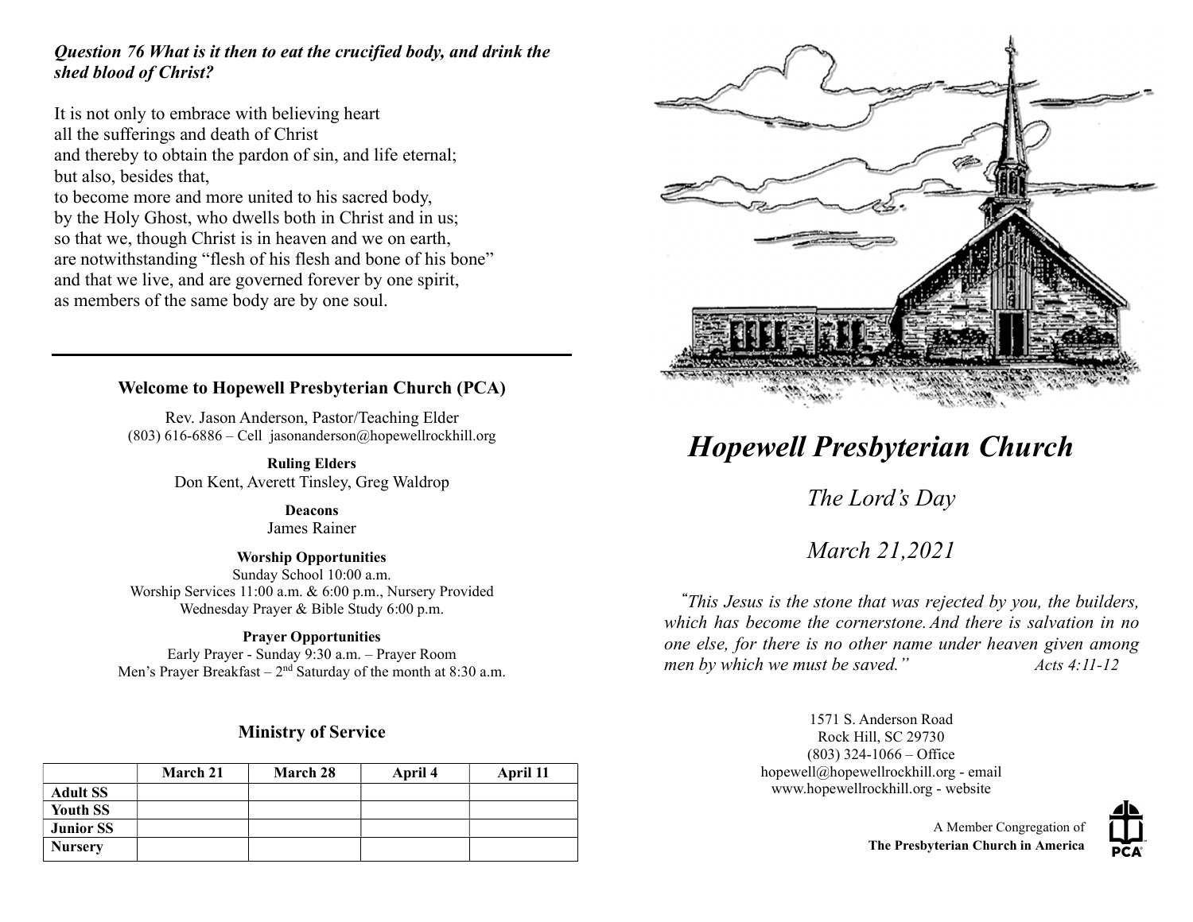***Question 76 What is it then to eat the crucified body, and drink the shed blood of Christ?***

It is not only to embrace with believing heart
all the sufferings and death of Christ
and thereby to obtain the pardon of sin, and life eternal;
but also, besides that,
to become more and more united to his sacred body,
by the Holy Ghost, who dwells both in Christ and in us;
so that we, though Christ is in heaven and we on earth,
are notwithstanding "flesh of his flesh and bone of his bone"
and that we live, and are governed forever by one spirit,
as members of the same body are by one soul.

---

### Welcome to Hopewell Presbyterian Church (PCA)

Rev. Jason Anderson, Pastor/Teaching Elder
(803) 616-6886 – Cell jasonanderson@hopewellrockhill.org

**Ruling Elders**
Don Kent, Averett Tinsley, Greg Waldrop

**Deacons**
James Rainer

**Worship Opportunities**
Sunday School 10:00 a.m.
Worship Services 11:00 a.m. & 6:00 p.m., Nursery Provided
Wednesday Prayer & Bible Study 6:00 p.m.

**Prayer Opportunities**
Early Prayer - Sunday 9:30 a.m. – Prayer Room
Men's Prayer Breakfast – 2nd Saturday of the month at 8:30 a.m.

### Ministry of Service

| | March 21 | March 28 | April 4 | April 11 |
|---|---|---|---|---|
| **Adult SS** | | | | |
| **Youth SS** | | | | |
| **Junior SS** | | | | |
| **Nursery** | | | | |

# *Hopewell Presbyterian Church*

*The Lord's Day*

*March 21,2021*

*"This Jesus is the stone that was rejected by you, the builders, which has become the cornerstone. And there is salvation in no one else, for there is no other name under heaven given among men by which we must be saved."* *Acts 4:11-12*

1571 S. Anderson Road
Rock Hill, SC 29730
(803) 324-1066 – Office
hopewell@hopewellrockhill.org - email
www.hopewellrockhill.org - website

A Member Congregation of
**The Presbyterian Church in America**